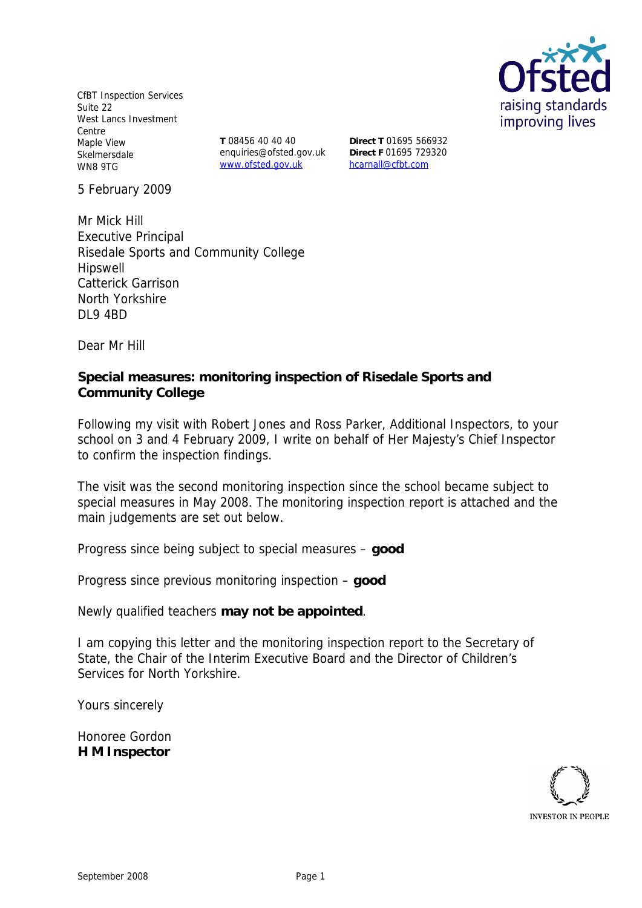CfBT Inspection Services
Suite 22
West Lancs Investment Centre
Maple View
Skelmersdale
WN8 9TG

**T** 08456 40 40 40
enquiries@ofsted.gov.uk
www.ofsted.gov.uk

**Direct T** 01695 566932
**Direct F** 01695 729320
hcarnall@cfbt.com

5 February 2009

Mr Mick Hill
Executive Principal
Risedale Sports and Community College
Hipswell
Catterick Garrison
North Yorkshire
DL9 4BD

Dear Mr Hill

**Special measures: monitoring inspection of Risedale Sports and Community College**

Following my visit with Robert Jones and Ross Parker, Additional Inspectors, to your school on 3 and 4 February 2009, I write on behalf of Her Majesty's Chief Inspector to confirm the inspection findings.

The visit was the second monitoring inspection since the school became subject to special measures in May 2008. The monitoring inspection report is attached and the main judgements are set out below.

Progress since being subject to special measures – **good**

Progress since previous monitoring inspection – **good**

Newly qualified teachers **may not be appointed**.

I am copying this letter and the monitoring inspection report to the Secretary of State, the Chair of the Interim Executive Board and the Director of Children's Services for North Yorkshire.

Yours sincerely

Honoree Gordon
**H M Inspector**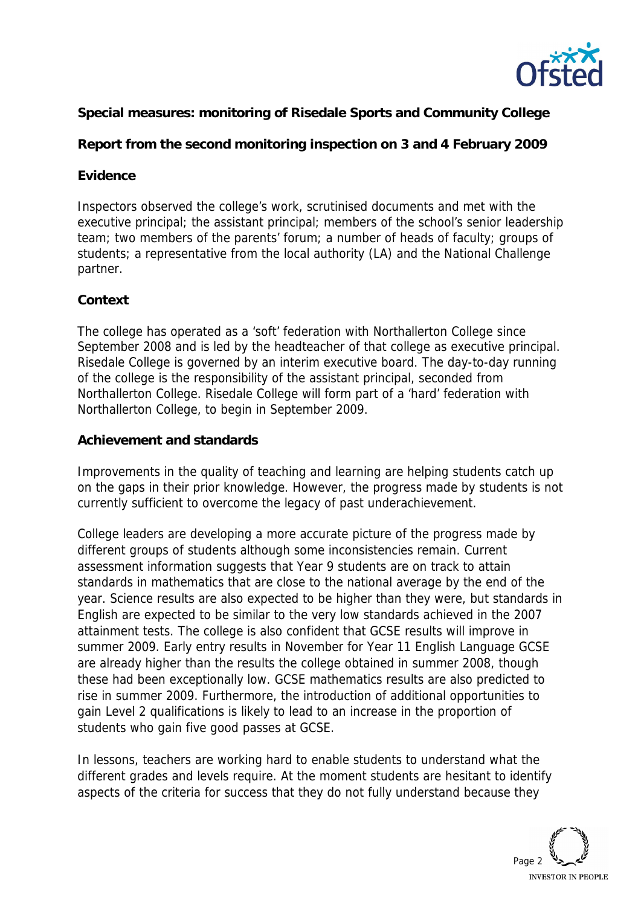**Special measures: monitoring of Risedale Sports and Community College**

**Report from the second monitoring inspection on 3 and 4 February 2009**

**Evidence**

Inspectors observed the college's work, scrutinised documents and met with the executive principal; the assistant principal; members of the school's senior leadership team; two members of the parents' forum; a number of heads of faculty; groups of students; a representative from the local authority (LA) and the National Challenge partner.

**Context**

The college has operated as a 'soft' federation with Northallerton College since September 2008 and is led by the headteacher of that college as executive principal. Risedale College is governed by an interim executive board. The day-to-day running of the college is the responsibility of the assistant principal, seconded from Northallerton College. Risedale College will form part of a 'hard' federation with Northallerton College, to begin in September 2009.

**Achievement and standards**

Improvements in the quality of teaching and learning are helping students catch up on the gaps in their prior knowledge. However, the progress made by students is not currently sufficient to overcome the legacy of past underachievement.

College leaders are developing a more accurate picture of the progress made by different groups of students although some inconsistencies remain. Current assessment information suggests that Year 9 students are on track to attain standards in mathematics that are close to the national average by the end of the year. Science results are also expected to be higher than they were, but standards in English are expected to be similar to the very low standards achieved in the 2007 attainment tests. The college is also confident that GCSE results will improve in summer 2009. Early entry results in November for Year 11 English Language GCSE are already higher than the results the college obtained in summer 2008, though these had been exceptionally low. GCSE mathematics results are also predicted to rise in summer 2009. Furthermore, the introduction of additional opportunities to gain Level 2 qualifications is likely to lead to an increase in the proportion of students who gain five good passes at GCSE.

In lessons, teachers are working hard to enable students to understand what the different grades and levels require. At the moment students are hesitant to identify aspects of the criteria for success that they do not fully understand because they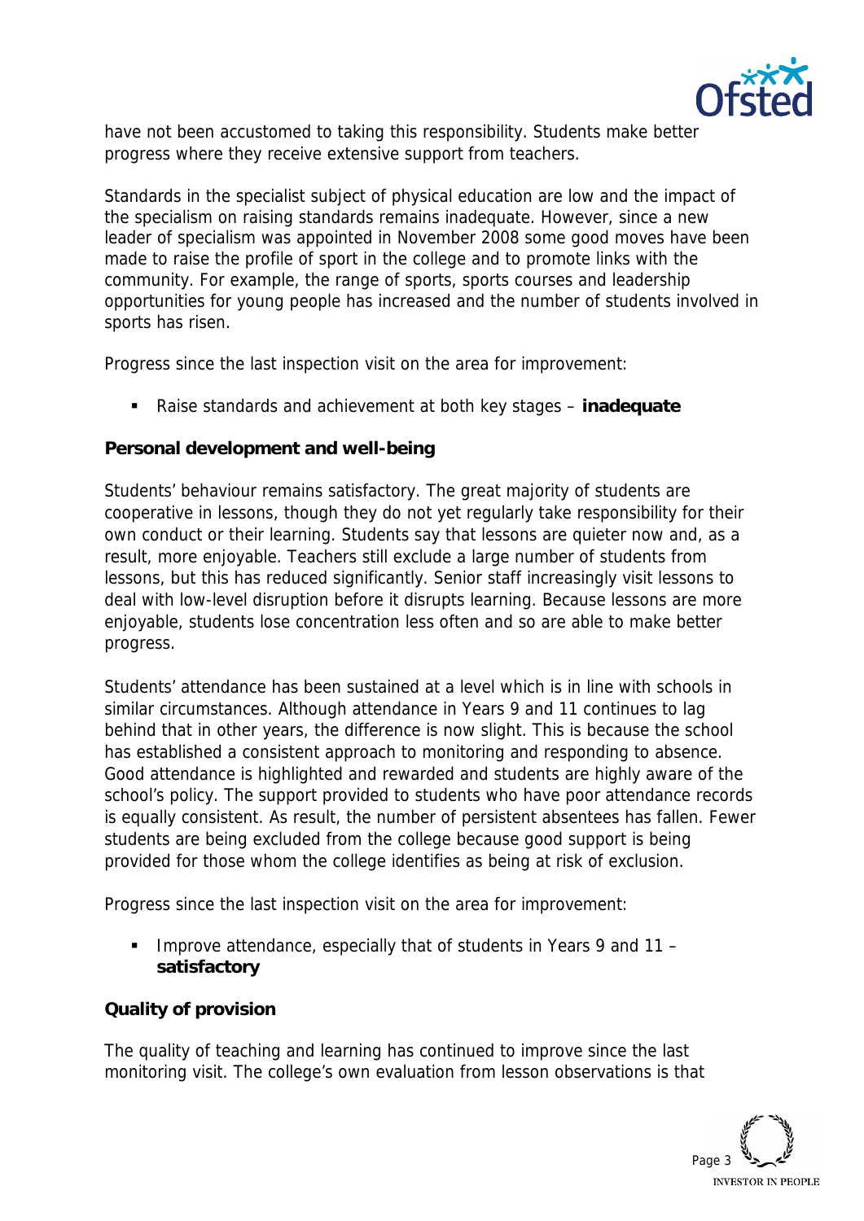have not been accustomed to taking this responsibility. Students make better progress where they receive extensive support from teachers.

Standards in the specialist subject of physical education are low and the impact of the specialism on raising standards remains inadequate. However, since a new leader of specialism was appointed in November 2008 some good moves have been made to raise the profile of sport in the college and to promote links with the community. For example, the range of sports, sports courses and leadership opportunities for young people has increased and the number of students involved in sports has risen.

Progress since the last inspection visit on the area for improvement:

- Raise standards and achievement at both key stages – **inadequate**

**Personal development and well-being**

Students' behaviour remains satisfactory. The great majority of students are cooperative in lessons, though they do not yet regularly take responsibility for their own conduct or their learning. Students say that lessons are quieter now and, as a result, more enjoyable. Teachers still exclude a large number of students from lessons, but this has reduced significantly. Senior staff increasingly visit lessons to deal with low-level disruption before it disrupts learning. Because lessons are more enjoyable, students lose concentration less often and so are able to make better progress.

Students' attendance has been sustained at a level which is in line with schools in similar circumstances. Although attendance in Years 9 and 11 continues to lag behind that in other years, the difference is now slight. This is because the school has established a consistent approach to monitoring and responding to absence. Good attendance is highlighted and rewarded and students are highly aware of the school's policy. The support provided to students who have poor attendance records is equally consistent. As result, the number of persistent absentees has fallen. Fewer students are being excluded from the college because good support is being provided for those whom the college identifies as being at risk of exclusion.

Progress since the last inspection visit on the area for improvement:

- Improve attendance, especially that of students in Years 9 and 11 – **satisfactory**

**Quality of provision**

The quality of teaching and learning has continued to improve since the last monitoring visit. The college's own evaluation from lesson observations is that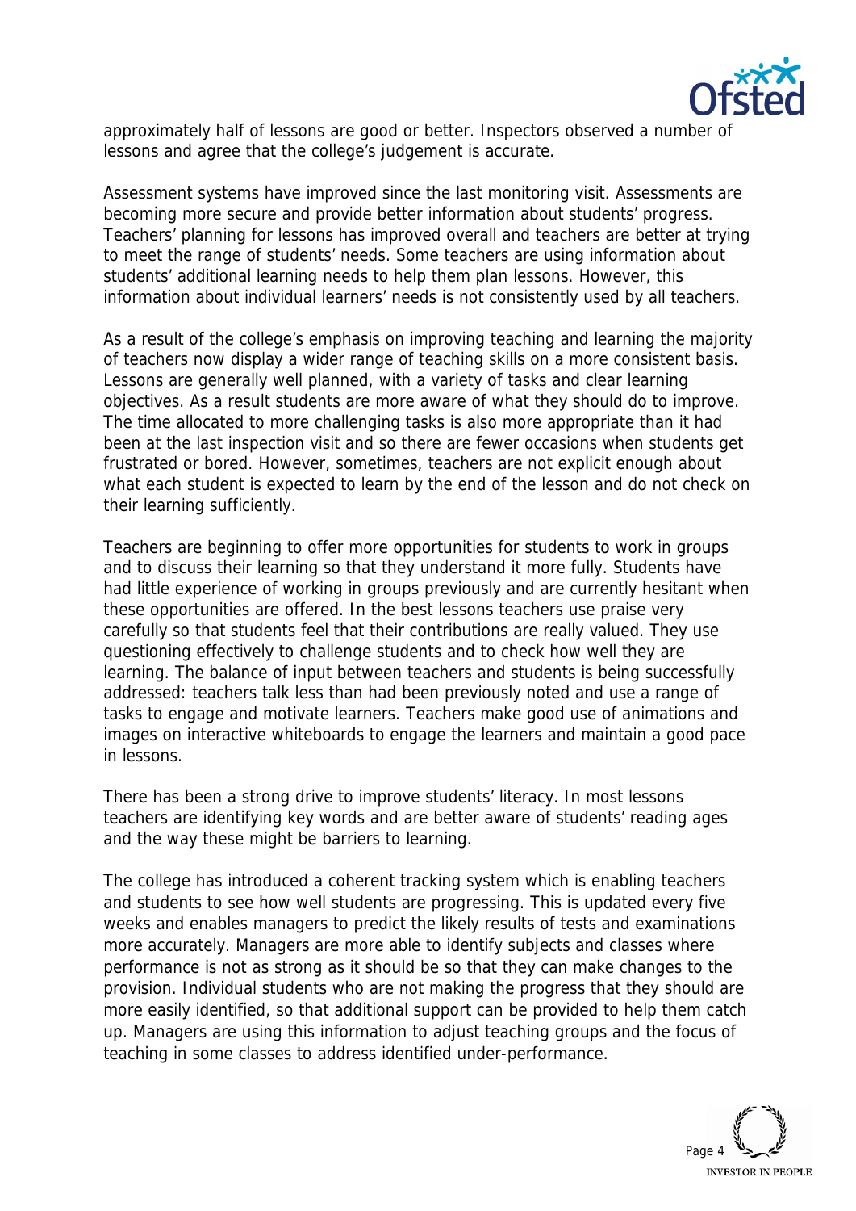approximately half of lessons are good or better. Inspectors observed a number of lessons and agree that the college's judgement is accurate.

Assessment systems have improved since the last monitoring visit. Assessments are becoming more secure and provide better information about students' progress. Teachers' planning for lessons has improved overall and teachers are better at trying to meet the range of students' needs. Some teachers are using information about students' additional learning needs to help them plan lessons. However, this information about individual learners' needs is not consistently used by all teachers.

As a result of the college's emphasis on improving teaching and learning the majority of teachers now display a wider range of teaching skills on a more consistent basis. Lessons are generally well planned, with a variety of tasks and clear learning objectives. As a result students are more aware of what they should do to improve. The time allocated to more challenging tasks is also more appropriate than it had been at the last inspection visit and so there are fewer occasions when students get frustrated or bored. However, sometimes, teachers are not explicit enough about what each student is expected to learn by the end of the lesson and do not check on their learning sufficiently.

Teachers are beginning to offer more opportunities for students to work in groups and to discuss their learning so that they understand it more fully. Students have had little experience of working in groups previously and are currently hesitant when these opportunities are offered. In the best lessons teachers use praise very carefully so that students feel that their contributions are really valued. They use questioning effectively to challenge students and to check how well they are learning. The balance of input between teachers and students is being successfully addressed: teachers talk less than had been previously noted and use a range of tasks to engage and motivate learners. Teachers make good use of animations and images on interactive whiteboards to engage the learners and maintain a good pace in lessons.

There has been a strong drive to improve students' literacy. In most lessons teachers are identifying key words and are better aware of students' reading ages and the way these might be barriers to learning.

The college has introduced a coherent tracking system which is enabling teachers and students to see how well students are progressing. This is updated every five weeks and enables managers to predict the likely results of tests and examinations more accurately. Managers are more able to identify subjects and classes where performance is not as strong as it should be so that they can make changes to the provision. Individual students who are not making the progress that they should are more easily identified, so that additional support can be provided to help them catch up. Managers are using this information to adjust teaching groups and the focus of teaching in some classes to address identified under-performance.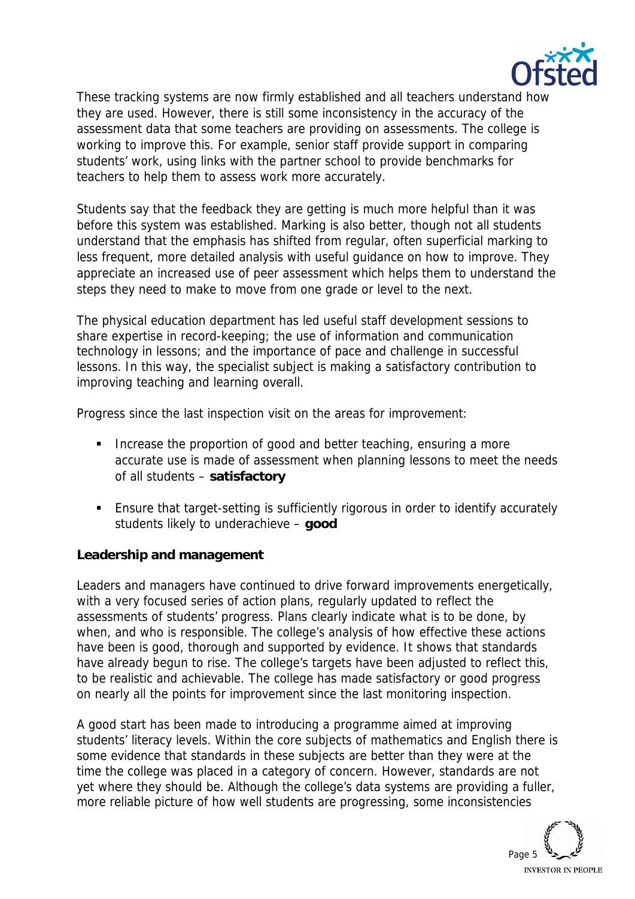These tracking systems are now firmly established and all teachers understand how they are used. However, there is still some inconsistency in the accuracy of the assessment data that some teachers are providing on assessments. The college is working to improve this. For example, senior staff provide support in comparing students' work, using links with the partner school to provide benchmarks for teachers to help them to assess work more accurately.

Students say that the feedback they are getting is much more helpful than it was before this system was established. Marking is also better, though not all students understand that the emphasis has shifted from regular, often superficial marking to less frequent, more detailed analysis with useful guidance on how to improve. They appreciate an increased use of peer assessment which helps them to understand the steps they need to make to move from one grade or level to the next.

The physical education department has led useful staff development sessions to share expertise in record-keeping; the use of information and communication technology in lessons; and the importance of pace and challenge in successful lessons. In this way, the specialist subject is making a satisfactory contribution to improving teaching and learning overall.

Progress since the last inspection visit on the areas for improvement:

- Increase the proportion of good and better teaching, ensuring a more accurate use is made of assessment when planning lessons to meet the needs of all students – **satisfactory**
- Ensure that target-setting is sufficiently rigorous in order to identify accurately students likely to underachieve – **good**

**Leadership and management**

Leaders and managers have continued to drive forward improvements energetically, with a very focused series of action plans, regularly updated to reflect the assessments of students' progress. Plans clearly indicate what is to be done, by when, and who is responsible. The college's analysis of how effective these actions have been is good, thorough and supported by evidence. It shows that standards have already begun to rise. The college's targets have been adjusted to reflect this, to be realistic and achievable. The college has made satisfactory or good progress on nearly all the points for improvement since the last monitoring inspection.

A good start has been made to introducing a programme aimed at improving students' literacy levels. Within the core subjects of mathematics and English there is some evidence that standards in these subjects are better than they were at the time the college was placed in a category of concern. However, standards are not yet where they should be. Although the college's data systems are providing a fuller, more reliable picture of how well students are progressing, some inconsistencies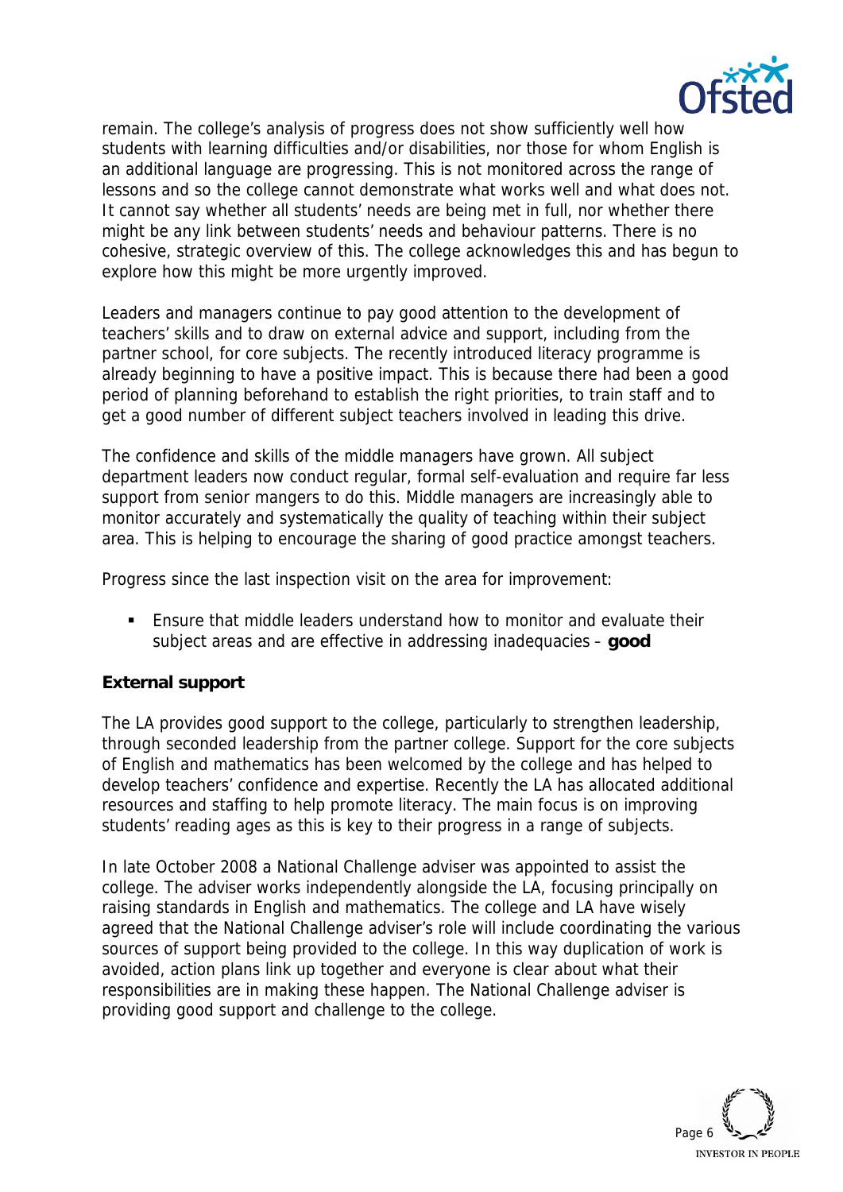remain. The college's analysis of progress does not show sufficiently well how students with learning difficulties and/or disabilities, nor those for whom English is an additional language are progressing. This is not monitored across the range of lessons and so the college cannot demonstrate what works well and what does not. It cannot say whether all students' needs are being met in full, nor whether there might be any link between students' needs and behaviour patterns. There is no cohesive, strategic overview of this. The college acknowledges this and has begun to explore how this might be more urgently improved.

Leaders and managers continue to pay good attention to the development of teachers' skills and to draw on external advice and support, including from the partner school, for core subjects. The recently introduced literacy programme is already beginning to have a positive impact. This is because there had been a good period of planning beforehand to establish the right priorities, to train staff and to get a good number of different subject teachers involved in leading this drive.

The confidence and skills of the middle managers have grown. All subject department leaders now conduct regular, formal self-evaluation and require far less support from senior mangers to do this. Middle managers are increasingly able to monitor accurately and systematically the quality of teaching within their subject area. This is helping to encourage the sharing of good practice amongst teachers.

Progress since the last inspection visit on the area for improvement:

- Ensure that middle leaders understand how to monitor and evaluate their subject areas and are effective in addressing inadequacies – **good**

**External support**

The LA provides good support to the college, particularly to strengthen leadership, through seconded leadership from the partner college. Support for the core subjects of English and mathematics has been welcomed by the college and has helped to develop teachers' confidence and expertise. Recently the LA has allocated additional resources and staffing to help promote literacy. The main focus is on improving students' reading ages as this is key to their progress in a range of subjects.

In late October 2008 a National Challenge adviser was appointed to assist the college. The adviser works independently alongside the LA, focusing principally on raising standards in English and mathematics. The college and LA have wisely agreed that the National Challenge adviser's role will include coordinating the various sources of support being provided to the college. In this way duplication of work is avoided, action plans link up together and everyone is clear about what their responsibilities are in making these happen. The National Challenge adviser is providing good support and challenge to the college.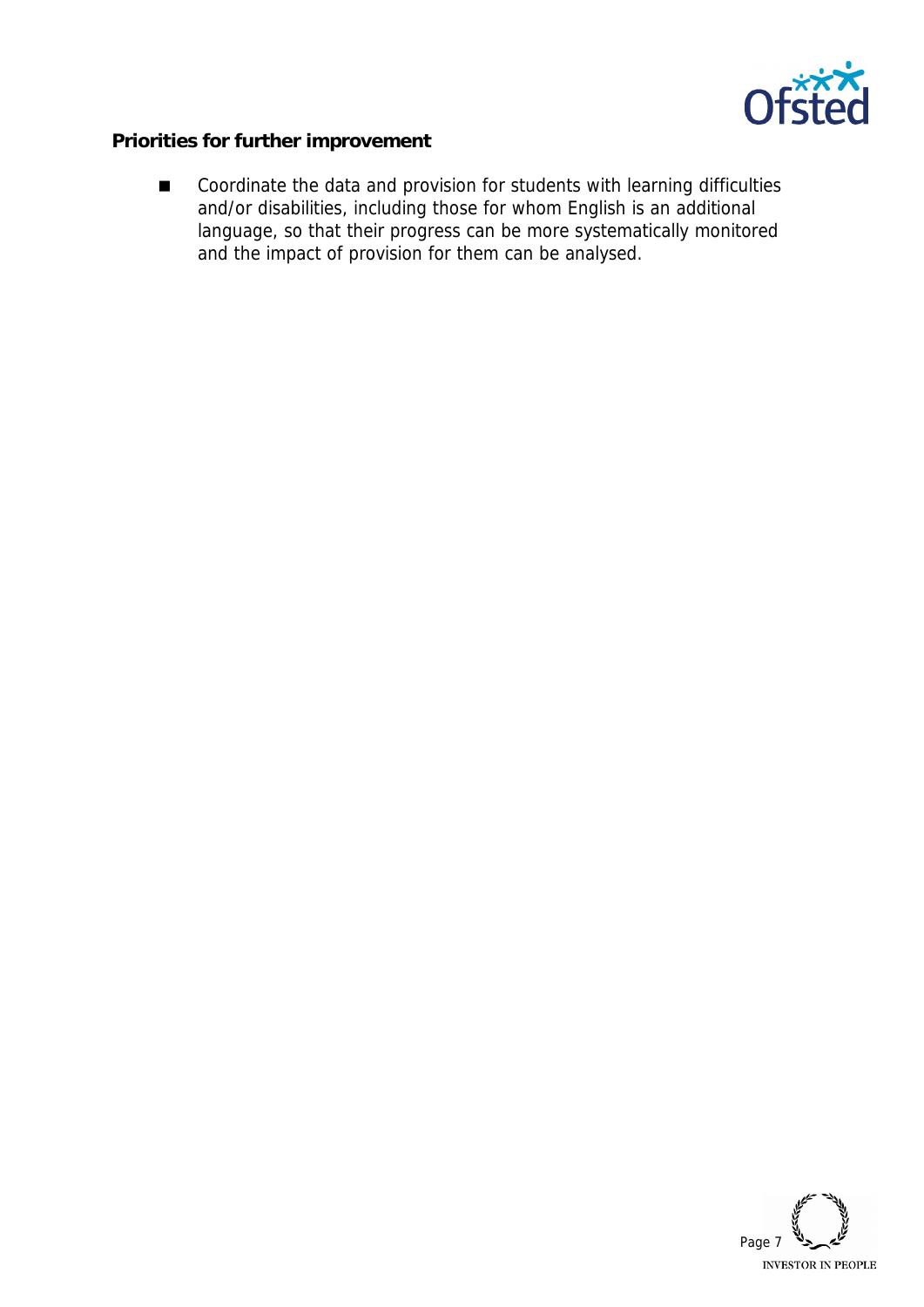**Priorities for further improvement**

- Coordinate the data and provision for students with learning difficulties and/or disabilities, including those for whom English is an additional language, so that their progress can be more systematically monitored and the impact of provision for them can be analysed.